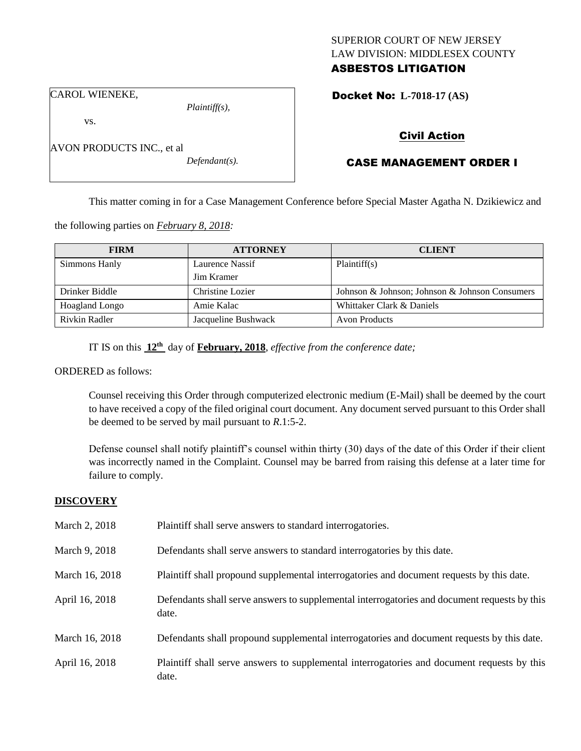SUPERIOR COURT OF NEW JERSEY
LAW DIVISION: MIDDLESEX COUNTY
**ASBESTOS LITIGATION**

CAROL WIENEKE,
*Plaintiff(s),*
vs.
AVON PRODUCTS INC., et al
*Defendant(s).*

**Docket No: L-7018-17 (AS)**

**Civil Action**

**CASE MANAGEMENT ORDER I**

This matter coming in for a Case Management Conference before Special Master Agatha N. Dzikiewicz and the following parties on *February 8, 2018:*

| FIRM | ATTORNEY | CLIENT |
| --- | --- | --- |
| Simmons Hanly | Laurence Nassif<br>Jim Kramer | Plaintiff(s) |
| Drinker Biddle | Christine Lozier | Johnson & Johnson; Johnson & Johnson Consumers |
| Hoagland Longo | Amie Kalac | Whittaker Clark & Daniels |
| Rivkin Radler | Jacqueline Bushwack | Avon Products |

IT IS on this **12th** day of **February, 2018**, *effective from the conference date;*

ORDERED as follows:

Counsel receiving this Order through computerized electronic medium (E-Mail) shall be deemed by the court to have received a copy of the filed original court document. Any document served pursuant to this Order shall be deemed to be served by mail pursuant to *R*.1:5-2.

Defense counsel shall notify plaintiff's counsel within thirty (30) days of the date of this Order if their client was incorrectly named in the Complaint. Counsel may be barred from raising this defense at a later time for failure to comply.

**DISCOVERY**

| | |
| --- | --- |
| March 2, 2018 | Plaintiff shall serve answers to standard interrogatories. |
| March 9, 2018 | Defendants shall serve answers to standard interrogatories by this date. |
| March 16, 2018 | Plaintiff shall propound supplemental interrogatories and document requests by this date. |
| April 16, 2018 | Defendants shall serve answers to supplemental interrogatories and document requests by this date. |
| March 16, 2018 | Defendants shall propound supplemental interrogatories and document requests by this date. |
| April 16, 2018 | Plaintiff shall serve answers to supplemental interrogatories and document requests by this date. |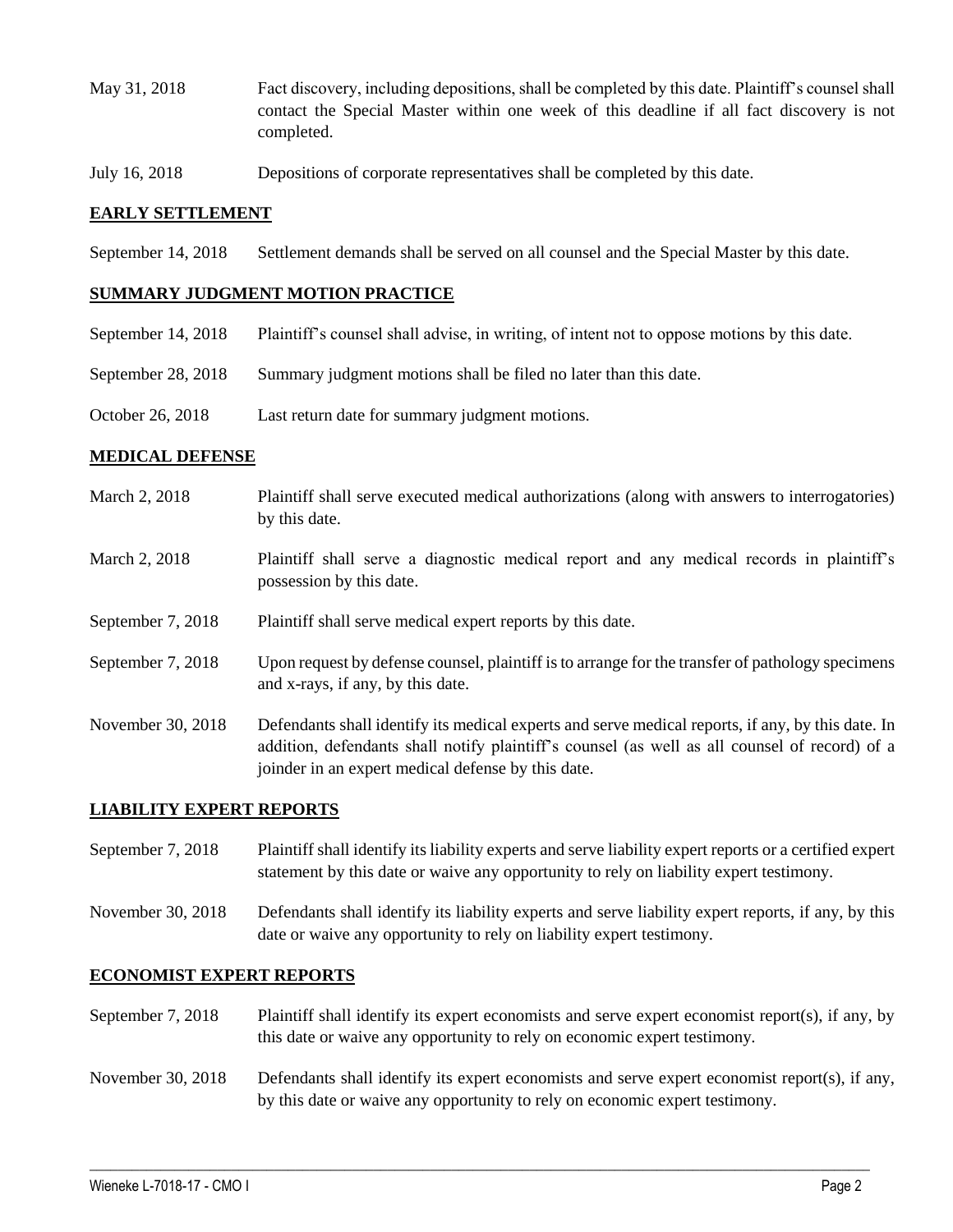May 31, 2018 Fact discovery, including depositions, shall be completed by this date. Plaintiff's counsel shall contact the Special Master within one week of this deadline if all fact discovery is not completed.

July 16, 2018 Depositions of corporate representatives shall be completed by this date.

## EARLY SETTLEMENT

September 14, 2018 Settlement demands shall be served on all counsel and the Special Master by this date.

## SUMMARY JUDGMENT MOTION PRACTICE

September 14, 2018 Plaintiff's counsel shall advise, in writing, of intent not to oppose motions by this date.

September 28, 2018 Summary judgment motions shall be filed no later than this date.

October 26, 2018 Last return date for summary judgment motions.

## MEDICAL DEFENSE

March 2, 2018 Plaintiff shall serve executed medical authorizations (along with answers to interrogatories) by this date.

March 2, 2018 Plaintiff shall serve a diagnostic medical report and any medical records in plaintiff's possession by this date.

September 7, 2018 Plaintiff shall serve medical expert reports by this date.

September 7, 2018 Upon request by defense counsel, plaintiff is to arrange for the transfer of pathology specimens and x-rays, if any, by this date.

November 30, 2018 Defendants shall identify its medical experts and serve medical reports, if any, by this date. In addition, defendants shall notify plaintiff's counsel (as well as all counsel of record) of a joinder in an expert medical defense by this date.

## LIABILITY EXPERT REPORTS

September 7, 2018 Plaintiff shall identify its liability experts and serve liability expert reports or a certified expert statement by this date or waive any opportunity to rely on liability expert testimony.

November 30, 2018 Defendants shall identify its liability experts and serve liability expert reports, if any, by this date or waive any opportunity to rely on liability expert testimony.

## ECONOMIST EXPERT REPORTS

September 7, 2018 Plaintiff shall identify its expert economists and serve expert economist report(s), if any, by this date or waive any opportunity to rely on economic expert testimony.

November 30, 2018 Defendants shall identify its expert economists and serve expert economist report(s), if any, by this date or waive any opportunity to rely on economic expert testimony.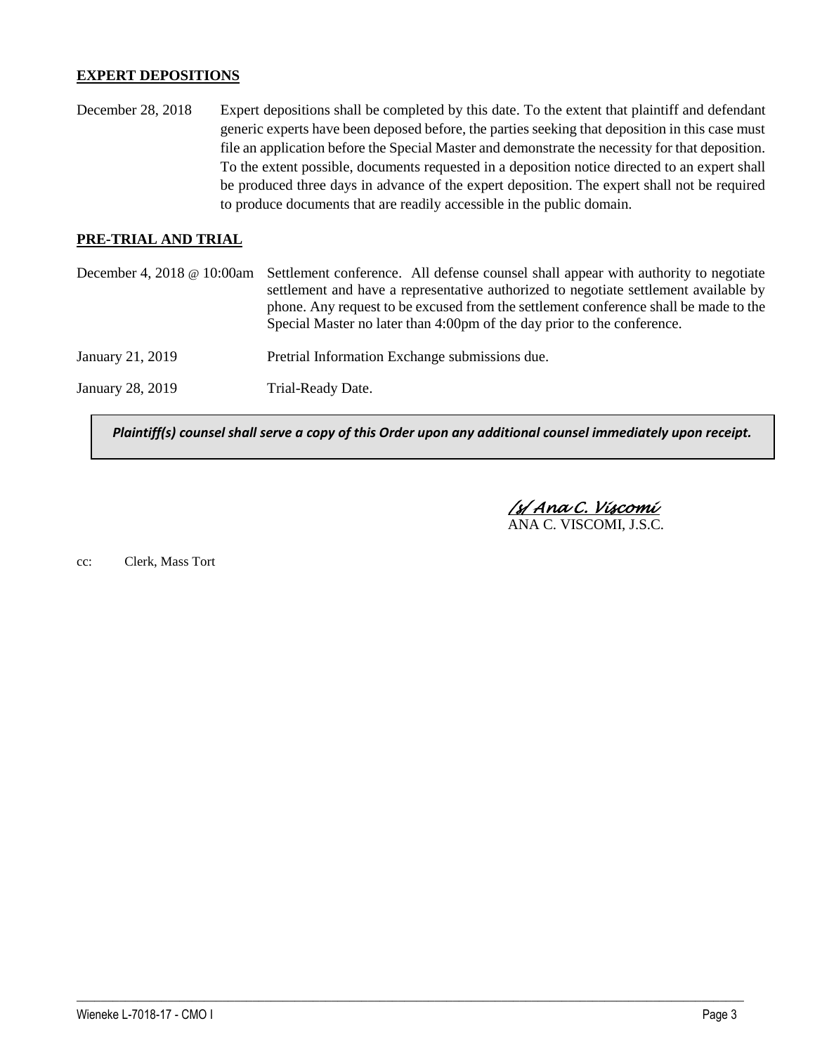**EXPERT DEPOSITIONS**

| | |
|---|---|
| December 28, 2018 | Expert depositions shall be completed by this date. To the extent that plaintiff and defendant generic experts have been deposed before, the parties seeking that deposition in this case must file an application before the Special Master and demonstrate the necessity for that deposition. To the extent possible, documents requested in a deposition notice directed to an expert shall be produced three days in advance of the expert deposition. The expert shall not be required to produce documents that are readily accessible in the public domain. |

**PRE-TRIAL AND TRIAL**

| | |
|---|---|
| December 4, 2018 @ 10:00am | Settlement conference. All defense counsel shall appear with authority to negotiate settlement and have a representative authorized to negotiate settlement available by phone. Any request to be excused from the settlement conference shall be made to the Special Master no later than 4:00pm of the day prior to the conference. |
| January 21, 2019 | Pretrial Information Exchange submissions due. |
| January 28, 2019 | Trial-Ready Date. |

***Plaintiff(s) counsel shall serve a copy of this Order upon any additional counsel immediately upon receipt.***

*/s/ Ana C. Viscomi*
ANA C. VISCOMI, J.S.C.

cc: Clerk, Mass Tort